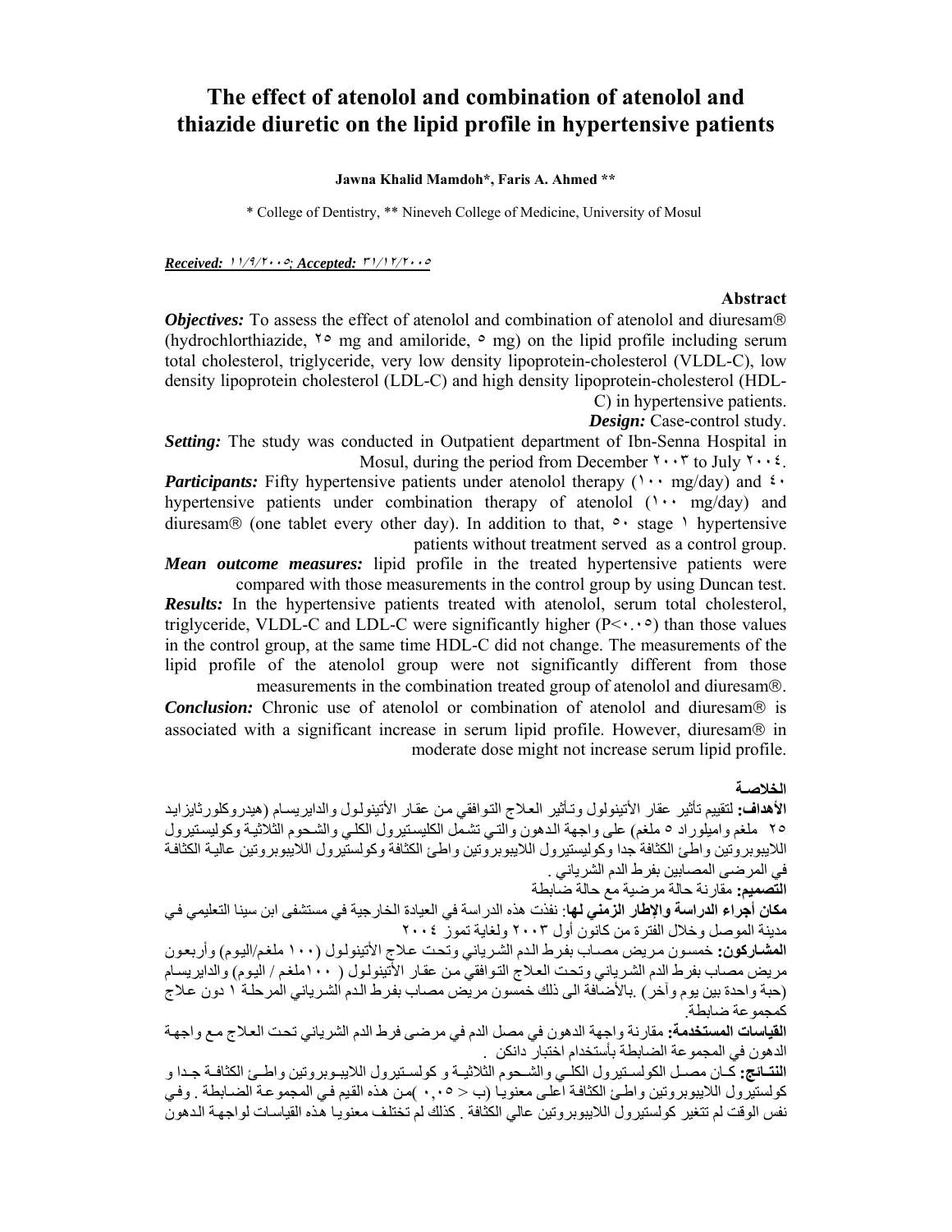# The effect of atenolol and combination of atenolol and thiazide diuretic on the lipid profile in hypertensive patients

**Jawna Khalid Mamdoh\*, Faris A. Ahmed \*\***

\* College of Dentistry, \*\* Nineveh College of Medicine, University of Mosul

***Received: ١١/٩/٢٠٠٥; Accepted: ٣١/١٢/٢٠٠٥***

## Abstract

***Objectives:*** To assess the effect of atenolol and combination of atenolol and diuresam® (hydrochlorthiazide, ٢٥ mg and amiloride, ٥ mg) on the lipid profile including serum total cholesterol, triglyceride, very low density lipoprotein-cholesterol (VLDL-C), low density lipoprotein cholesterol (LDL-C) and high density lipoprotein-cholesterol (HDL-C) in hypertensive patients.

***Design:*** Case-control study.

***Setting:*** The study was conducted in Outpatient department of Ibn-Senna Hospital in Mosul, during the period from December ٢٠٠٣ to July ٢٠٠٤.

***Participants:*** Fifty hypertensive patients under atenolol therapy (١٠٠ mg/day) and ٤٠ hypertensive patients under combination therapy of atenolol (١٠٠ mg/day) and diuresam® (one tablet every other day). In addition to that, ٥٠ stage ١ hypertensive patients without treatment served as a control group.

***Mean outcome measures:*** lipid profile in the treated hypertensive patients were compared with those measurements in the control group by using Duncan test.

***Results:*** In the hypertensive patients treated with atenolol, serum total cholesterol, triglyceride, VLDL-C and LDL-C were significantly higher (P<٠.٠٥) than those values in the control group, at the same time HDL-C did not change. The measurements of the lipid profile of the atenolol group were not significantly different from those measurements in the combination treated group of atenolol and diuresam®.

***Conclusion:*** Chronic use of atenolol or combination of atenolol and diuresam® is associated with a significant increase in serum lipid profile. However, diuresam® in moderate dose might not increase serum lipid profile.

## الخلاصة

**الأهداف:** لتقييم تأثير عقار الأتينولول وتأثير العلاج التوافقي من عقار الأتينولول والدايريسام (هيدروكلورثايزايد ٢٥ ملغم واميلوراد ٥ ملغم) على واجهة الدهون والتي تشمل الكليستيرول الكلي والشحوم الثلاثية وكوليستيرول اللايبوبروتين واطئ الكثافة جدا وكوليستيرول اللايبوبروتين واطئ الكثافة وكولستيرول اللايبوبروتين عالية الكثافة في المرضى المصابين بفرط الدم الشرياني .

**التصميم:** مقارنة حالة مرضية مع حالة ضابطة

**مكان أجراء الدراسة والإطار الزمني لها:** نفذت هذه الدراسة في العيادة الخارجية في مستشفى ابن سينا التعليمي في مدينة الموصل وخلال الفترة من كانون أول ٢٠٠٣ ولغاية تموز ٢٠٠٤

**المشاركون:** خمسون مريض مصاب بفرط الدم الشرياني وتحت علاج الأتينولول (١٠٠ ملغم/اليوم) وأربعون مريض مصاب بفرط الدم الشرياني وتحت العلاج التوافقي من عقار الأتينولول ( ١٠٠ملغم / اليوم) والدايريسام (حبة واحدة بين يوم وآخر) .بالأضافة الى ذلك خمسون مريض مصاب بفرط الدم الشرياني المرحلة ١ دون علاج كمجموعة ضابطة.

**القياسات المستخدمة:** مقارنة واجهة الدهون في مصل الدم في مرضى فرط الدم الشرياني تحت العلاج مع واجهة الدهون في المجموعة الضابطة بأستخدام اختبار دانكن .

**النتائج:** كان مصل الكولستيرول الكلي والشحوم الثلاثية و كولستيرول اللايبوبروتين واطئ الكثافة جدا و كولستيرول اللايبوبروتين واطئ الكثافة أعلى معنويا (ب < ٠,٠٥ )من هذه القيم في المجموعة الضابطة . وفي نفس الوقت لم تتغير كولستيرول اللايبوبروتين عالي الكثافة . كذلك لم تختلف معنويا هذه القياسات لواجهة الدهون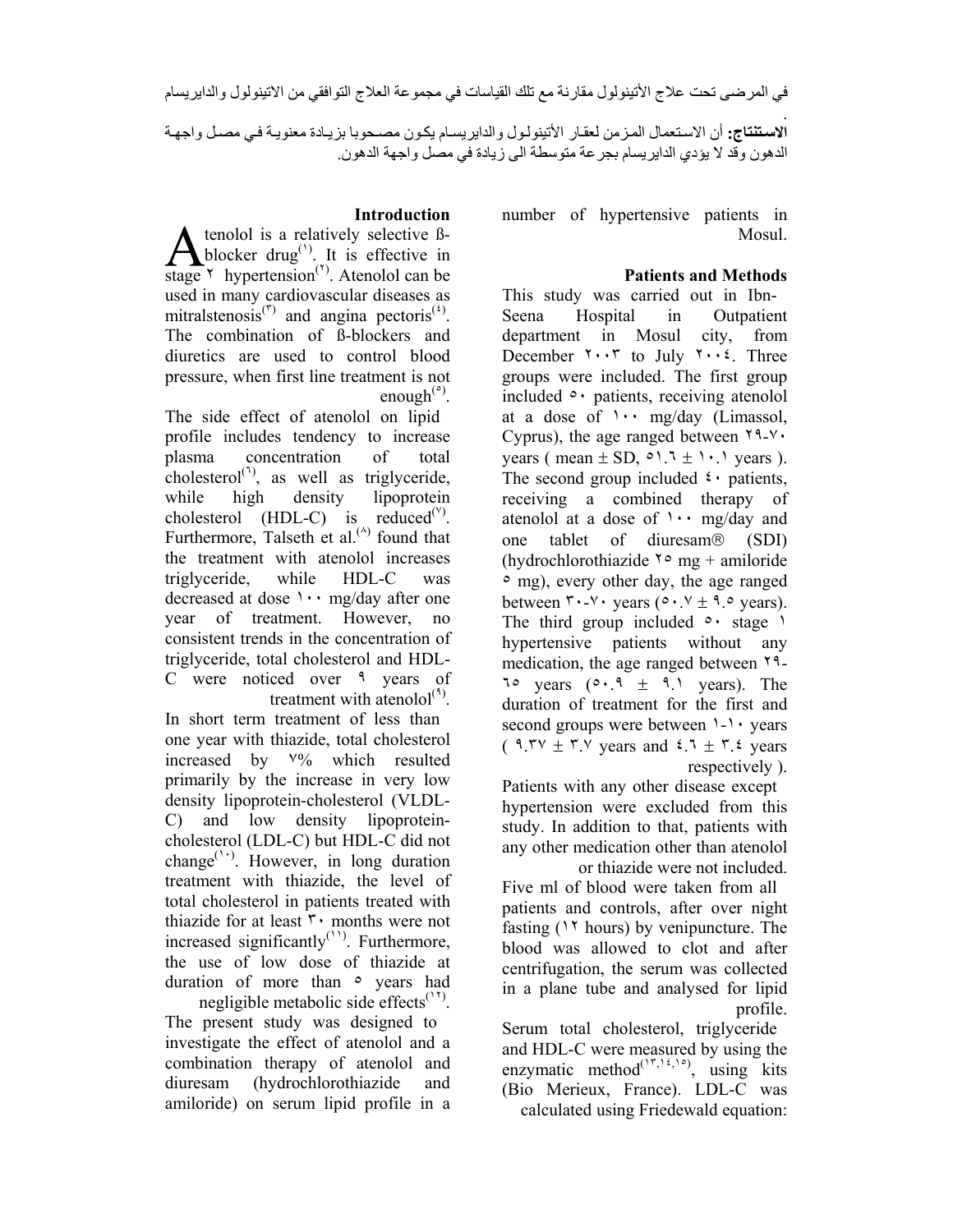في المرضى تحت علاج الأتينولول مقارنة مع تلك القياسات في مجموعة العلاج التوافقي من الاتينولول والدايريسام
.

**الاستنتاج:** أن الاستعمال المزمن لعقار الأتينولول والدايريسام يكون مصحوبا بزيادة معنوية في مصل واجهة الدهون وقد لا يؤدي الدايريسام بجرعة متوسطة الى زيادة في مصل واجهة الدهون.

## Introduction

Atenolol is a relatively selective ß-blocker drug[١]. It is effective in stage ٢ hypertension[٢]. Atenolol can be used in many cardiovascular diseases as mitralstenosis[٣] and angina pectoris[٤]. The combination of ß-blockers and diuretics are used to control blood pressure, when first line treatment is not enough[٥].

The side effect of atenolol on lipid profile includes tendency to increase plasma concentration of total cholesterol[٦], as well as triglyceride, while high density lipoprotein cholesterol (HDL-C) is reduced[٧]. Furthermore, Talseth et al.[٨] found that the treatment with atenolol increases triglyceride, while HDL-C was decreased at dose ١٠٠ mg/day after one year of treatment. However, no consistent trends in the concentration of triglyceride, total cholesterol and HDL-C were noticed over ٩ years of treatment with atenolol[٩].

In short term treatment of less than one year with thiazide, total cholesterol increased by ٧% which resulted primarily by the increase in very low density lipoprotein-cholesterol (VLDL-C) and low density lipoprotein-cholesterol (LDL-C) but HDL-C did not change[١٠]. However, in long duration treatment with thiazide, the level of total cholesterol in patients treated with thiazide for at least ٣٠ months were not increased significantly[١١]. Furthermore, the use of low dose of thiazide at duration of more than ٥ years had negligible metabolic side effects[١٢].

The present study was designed to investigate the effect of atenolol and a combination therapy of atenolol and diuresam (hydrochlorothiazide and amiloride) on serum lipid profile in a number of hypertensive patients in Mosul.

## Patients and Methods

This study was carried out in Ibn-Seena Hospital in Outpatient department in Mosul city, from December ٢٠٠٣ to July ٢٠٠٤. Three groups were included. The first group included ٥٠ patients, receiving atenolol at a dose of ١٠٠ mg/day (Limassol, Cyprus), the age ranged between ٢٩-٧٠ years ( mean ± SD, ٥١.٦ ± ١٠.١ years ). The second group included ٤٠ patients, receiving a combined therapy of atenolol at a dose of ١٠٠ mg/day and one tablet of diuresam® (SDI) (hydrochlorothiazide ٢٥ mg + amiloride ٥ mg), every other day, the age ranged between ٣٠-٧٠ years (٥٠.٧ ± ٩.٥ years). The third group included ٥٠ stage ١ hypertensive patients without any medication, the age ranged between ٢٩-٦٥ years (٥٠.٩ ± ٩.١ years). The duration of treatment for the first and second groups were between ١-١٠ years ( ٩.٣٧ ± ٣.٧ years and ٤.٦ ± ٣.٤ years respectively ).

Patients with any other disease except hypertension were excluded from this study. In addition to that, patients with any other medication other than atenolol or thiazide were not included.

Five ml of blood were taken from all patients and controls, after over night fasting (١٢ hours) by venipuncture. The blood was allowed to clot and after centrifugation, the serum was collected in a plane tube and analysed for lipid profile.

Serum total cholesterol, triglyceride and HDL-C were measured by using the enzymatic method[١٣,١٤,١٥], using kits (Bio Merieux, France). LDL-C was calculated using Friedewald equation: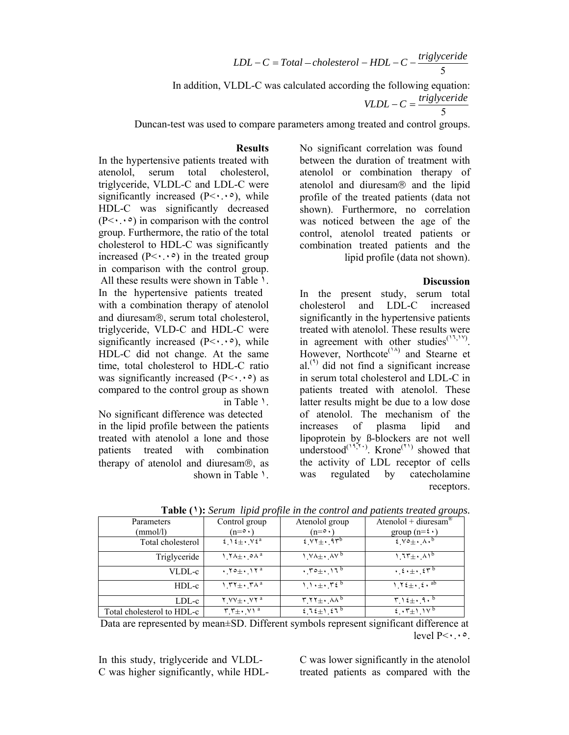$$LDL - C = Total - cholesterol - HDL - C - \frac{triglyceride}{5}$$

In addition, VLDL-C was calculated according the following equation:

$$VLDL - C = \frac{triglyceride}{5}$$

Duncan-test was used to compare parameters among treated and control groups.

## Results

In the hypertensive patients treated with atenolol, serum total cholesterol, triglyceride, VLDL-C and LDL-C were significantly increased (P<٠.٠٥), while HDL-C was significantly decreased (P<٠.٠٥) in comparison with the control group. Furthermore, the ratio of the total cholesterol to HDL-C was significantly increased (P<٠.٠٥) in the treated group in comparison with the control group. All these results were shown in Table ١.

In the hypertensive patients treated with a combination therapy of atenolol and diuresam®, serum total cholesterol, triglyceride, VLD-C and HDL-C were significantly increased (P<٠.٠٥), while HDL-C did not change. At the same time, total cholesterol to HDL-C ratio was significantly increased (P<٠.٠٥) as compared to the control group as shown in Table ١.

No significant difference was detected in the lipid profile between the patients treated with atenolol a lone and those patients treated with combination therapy of atenolol and diuresam®, as shown in Table ١.

No significant correlation was found between the duration of treatment with atenolol or combination therapy of atenolol and diuresam® and the lipid profile of the treated patients (data not shown). Furthermore, no correlation was noticed between the age of the control, atenolol treated patients or combination treated patients and the lipid profile (data not shown).

## Discussion

In the present study, serum total cholesterol and LDL-C increased significantly in the hypertensive patients treated with atenolol. These results were in agreement with other studies[١٦,١٧]. However, Northcote[١٨] and Stearne et al.[٩] did not find a significant increase in serum total cholesterol and LDL-C in patients treated with atenolol. These latter results might be due to a low dose of atenolol. The mechanism of the increases of plasma lipid and lipoprotein by ß-blockers are not well understood[١٩,٢٠]. Krone[٢١] showed that the activity of LDL receptor of cells was regulated by catecholamine receptors.

**Table (١):** *Serum lipid profile in the control and patients treated groups.*

| Parameters (mmol/l) | Control group (n=٥٠) | Atenolol group (n=٥٠) | Atenolol + diuresam® group (n=٤٠) |
|---|---|---|---|
| Total cholesterol | ٤.١٤±٠.٧٤ a | ٤.٧٢±٠.٩٣ b | ٤.٧٥±٠.٨٠ b |
| Triglyceride | ١.٢٨±٠.٥٨ a | ١.٧٨±٠.٨٧ b | ١.٦٣±٠.٨١ b |
| VLDL-c | ٠.٢٥±٠.١٢ a | ٠.٣٥±٠.١٦ b | ٠.٤٠±٠.٤٣ b |
| HDL-c | ١.٣٢±٠.٣٨ a | ١.١٠±٠.٣٤ b | ١.٢٤±٠.٤٠ ab |
| LDL-c | ٢.٧٧±٠.٧٢ a | ٣.٢٢±٠.٨٨ b | ٣.١٤±٠.٩٠ b |
| Total cholesterol to HDL-c | ٣.٣±٠.٧١ a | ٤.٦٤±١.٤٦ b | ٤.٠٣±١.١٧ b |

Data are represented by mean±SD. Different symbols represent significant difference at level P<٠.٠٥.

In this study, triglyceride and VLDL-C was higher significantly, while HDL-C was lower significantly in the atenolol treated patients as compared with the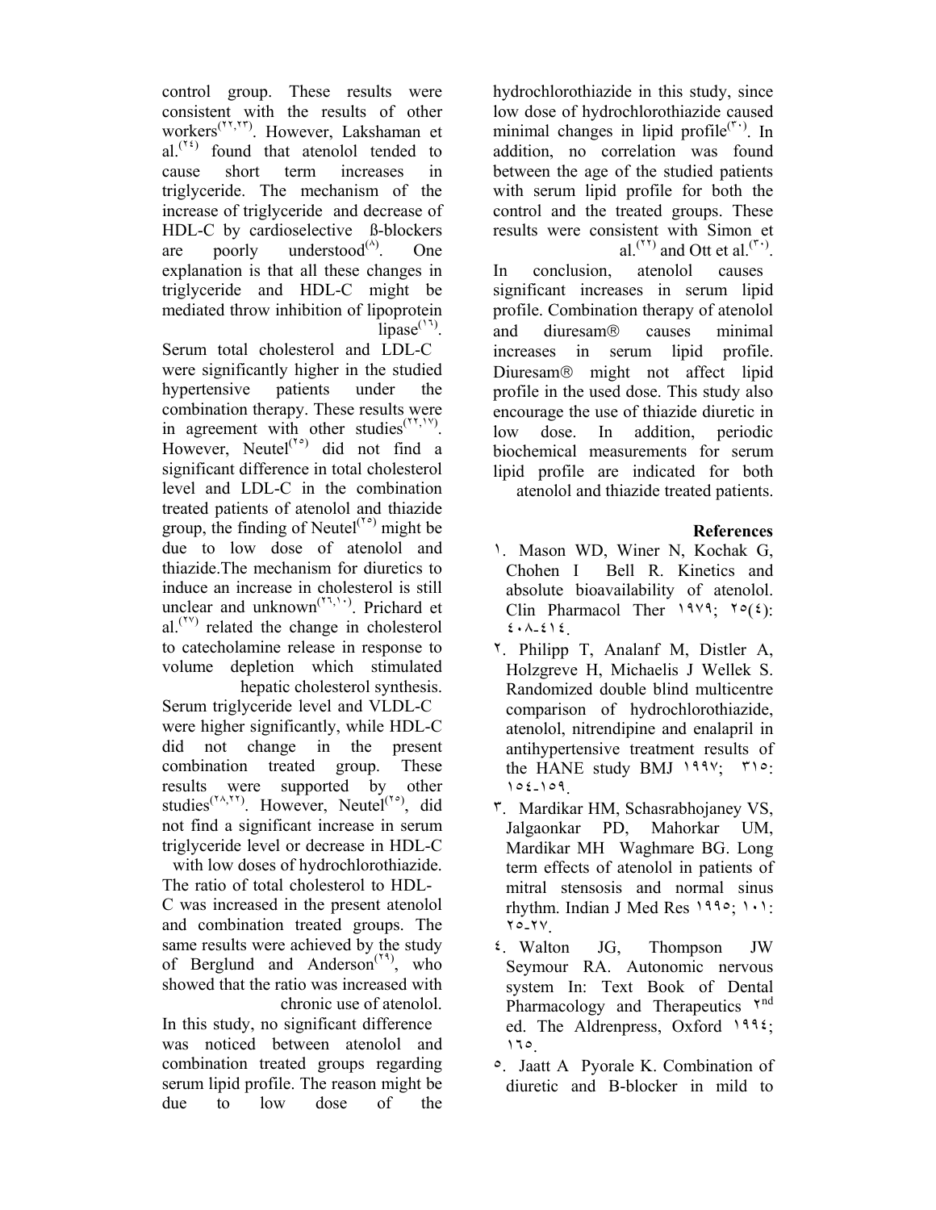control group. These results were consistent with the results of other workers[٢٢,٢٣]. However, Lakshaman et al.[٢٤] found that atenolol tended to cause short term increases in triglyceride. The mechanism of the increase of triglyceride and decrease of HDL-C by cardioselective ß-blockers are poorly understood[٨]. One explanation is that all these changes in triglyceride and HDL-C might be mediated throw inhibition of lipoprotein lipase[١٦].

Serum total cholesterol and LDL-C were significantly higher in the studied hypertensive patients under the combination therapy. These results were in agreement with other studies[٢٢,١٧]. However, Neutel[٢٥] did not find a significant difference in total cholesterol level and LDL-C in the combination treated patients of atenolol and thiazide group, the finding of Neutel[٢٥] might be due to low dose of atenolol and thiazide.The mechanism for diuretics to induce an increase in cholesterol is still unclear and unknown[٢٦,١٠]. Prichard et al.[٢٧] related the change in cholesterol to catecholamine release in response to volume depletion which stimulated hepatic cholesterol synthesis.

Serum triglyceride level and VLDL-C were higher significantly, while HDL-C did not change in the present combination treated group. These results were supported by other studies[٢٨,٢٢]. However, Neutel[٢٥], did not find a significant increase in serum triglyceride level or decrease in HDL-C with low doses of hydrochlorothiazide.

The ratio of total cholesterol to HDL-C was increased in the present atenolol and combination treated groups. The same results were achieved by the study of Berglund and Anderson[٢٩], who showed that the ratio was increased with chronic use of atenolol.

In this study, no significant difference was noticed between atenolol and combination treated groups regarding serum lipid profile. The reason might be due to low dose of the hydrochlorothiazide in this study, since low dose of hydrochlorothiazide caused minimal changes in lipid profile[٣٠]. In addition, no correlation was found between the age of the studied patients with serum lipid profile for both the control and the treated groups. These results were consistent with Simon et al.[٢٢] and Ott et al.[٣٠].

In conclusion, atenolol causes significant increases in serum lipid profile. Combination therapy of atenolol and diuresam® causes minimal increases in serum lipid profile. Diuresam® might not affect lipid profile in the used dose. This study also encourage the use of thiazide diuretic in low dose. In addition, periodic biochemical measurements for serum lipid profile are indicated for both atenolol and thiazide treated patients.

**References**

١. Mason WD, Winer N, Kochak G, Chohen I Bell R. Kinetics and absolute bioavailability of atenolol. Clin Pharmacol Ther ١٩٧٩; ٢٥(٤): ٤٠٨-٤١٤.

٢. Philipp T, Analanf M, Distler A, Holzgreve H, Michaelis J Wellek S. Randomized double blind multicentre comparison of hydrochlorothiazide, atenolol, nitrendipine and enalapril in antihypertensive treatment results of the HANE study BMJ ١٩٩٧; ٣١٥: ١٥٤-١٥٩.

٣. Mardikar HM, Schasrabhojaney VS, Jalgaonkar PD, Mahorkar UM, Mardikar MH Waghmare BG. Long term effects of atenolol in patients of mitral stensosis and normal sinus rhythm. Indian J Med Res ١٩٩٥; ١٠١: ٢٥-٢٧.

٤. Walton JG, Thompson JW Seymour RA. Autonomic nervous system In: Text Book of Dental Pharmacology and Therapeutics ٢nd ed. The Aldrenpress, Oxford ١٩٩٤; ١٦٥.

٥. Jaatt A Pyorale K. Combination of diuretic and B-blocker in mild to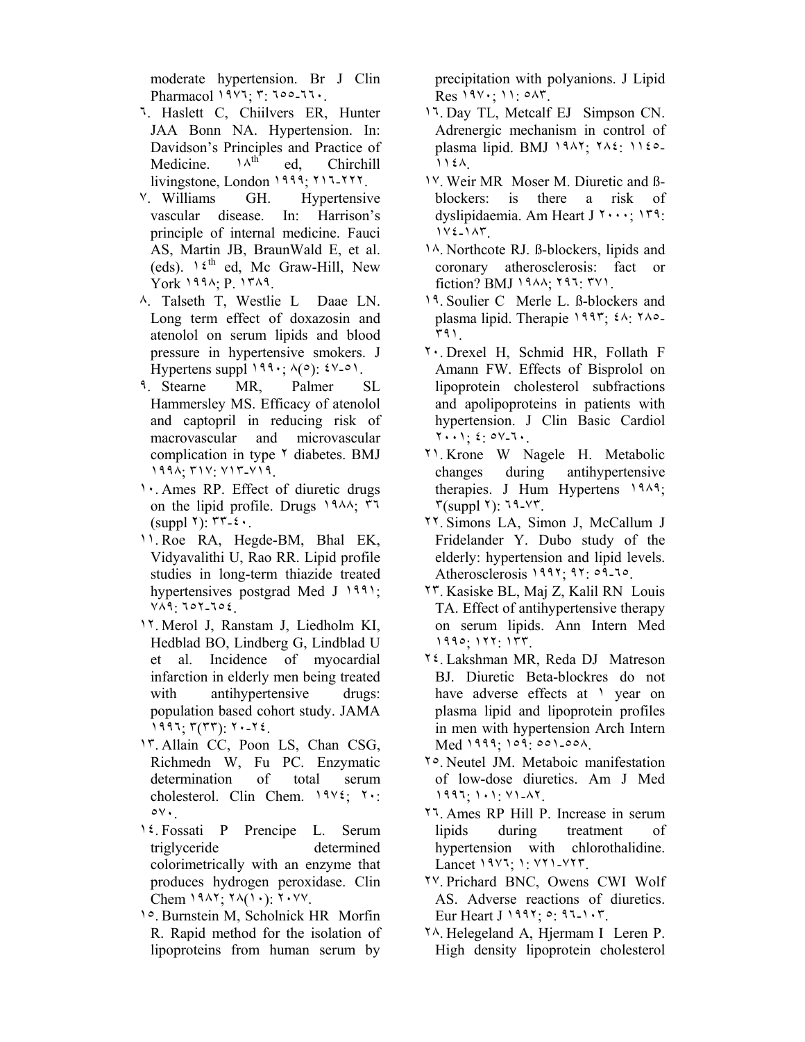moderate hypertension. Br J Clin Pharmacol ١٩٧٦; ٣: ٦٥٥-٦٦٠.

٦. Haslett C, Chiilvers ER, Hunter JAA Bonn NA. Hypertension. In: Davidson's Principles and Practice of Medicine. ١٨th ed, Chirchill livingstone, London ١٩٩٩; ٢١٦-٢٢٢.

٧. Williams GH. Hypertensive vascular disease. In: Harrison's principle of internal medicine. Fauci AS, Martin JB, BraunWald E, et al. (eds). ١٤th ed, Mc Graw-Hill, New York ١٩٩٨; P. ١٣٨٩.

٨. Talseth T, Westlie L Daae LN. Long term effect of doxazosin and atenolol on serum lipids and blood pressure in hypertensive smokers. J Hypertens suppl ١٩٩٠; ٨(٥): ٤٧-٥١.

٩. Stearne MR, Palmer SL Hammersley MS. Efficacy of atenolol and captopril in reducing risk of macrovascular and microvascular complication in type ٢ diabetes. BMJ ١٩٩٨; ٣١٧: ٧١٣-٧١٩.

١٠. Ames RP. Effect of diuretic drugs on the lipid profile. Drugs ١٩٨٨; ٣٦ (suppl ٢): ٣٣-٤٠.

١١. Roe RA, Hegde-BM, Bhal EK, Vidyavalithi U, Rao RR. Lipid profile studies in long-term thiazide treated hypertensives postgrad Med J ١٩٩١; ٧٨٩: ٦٥٢-٦٥٤.

١٢. Merol J, Ranstam J, Liedholm KI, Hedblad BO, Lindberg G, Lindblad U et al. Incidence of myocardial infarction in elderly men being treated with antihypertensive drugs: population based cohort study. JAMA ١٩٩٦; ٣(٣٣): ٢٠-٢٤.

١٣. Allain CC, Poon LS, Chan CSG, Richmedn W, Fu PC. Enzymatic determination of total serum cholesterol. Clin Chem. ١٩٧٤; ٢٠: ٥٧٠.

١٤. Fossati P Prencipe L. Serum triglyceride determined colorimetrically with an enzyme that produces hydrogen peroxidase. Clin Chem ١٩٨٢; ٢٨(١٠): ٢٠٧٧.

١٥. Burnstein M, Scholnick HR Morfin R. Rapid method for the isolation of lipoproteins from human serum by precipitation with polyanions. J Lipid Res ١٩٧٠; ١١: ٥٨٣.

١٦. Day TL, Metcalf EJ Simpson CN. Adrenergic mechanism in control of plasma lipid. BMJ ١٩٨٢; ٢٨٤: ١١٤٥-١١٤٨.

١٧. Weir MR Moser M. Diuretic and ß-blockers: is there a risk of dyslipidaemia. Am Heart J ٢٠٠٠; ١٣٩: ١٧٤-١٨٣.

١٨. Northcote RJ. ß-blockers, lipids and coronary atherosclerosis: fact or fiction? BMJ ١٩٨٨; ٢٩٦: ٣٧١.

١٩. Soulier C Merle L. ß-blockers and plasma lipid. Therapie ١٩٩٣; ٤٨: ٢٨٥-٣٩١.

٢٠. Drexel H, Schmid HR, Follath F Amann FW. Effects of Bisprolol on lipoprotein cholesterol subfractions and apolipoproteins in patients with hypertension. J Clin Basic Cardiol ٢٠٠١; ٤: ٥٧-٦٠.

٢١. Krone W Nagele H. Metabolic changes during antihypertensive therapies. J Hum Hypertens ١٩٨٩; ٣(suppl ٢): ٦٩-٧٣.

٢٢. Simons LA, Simon J, McCallum J Fridelander Y. Dubo study of the elderly: hypertension and lipid levels. Atherosclerosis ١٩٩٢; ٩٢: ٥٩-٦٥.

٢٣. Kasiske BL, Maj Z, Kalil RN Louis TA. Effect of antihypertensive therapy on serum lipids. Ann Intern Med ١٩٩٥; ١٢٢: ١٣٣.

٢٤. Lakshman MR, Reda DJ Matreson BJ. Diuretic Beta-blockres do not have adverse effects at ١ year on plasma lipid and lipoprotein profiles in men with hypertension Arch Intern Med ١٩٩٩; ١٥٩: ٥٥١-٥٥٨.

٢٥. Neutel JM. Metaboic manifestation of low-dose diuretics. Am J Med ١٩٩٦; ١٠١: ٧١-٨٢.

٢٦. Ames RP Hill P. Increase in serum lipids during treatment of hypertension with chlorothalidine. Lancet ١٩٧٦; ١: ٧٢١-٧٢٣.

٢٧. Prichard BNC, Owens CWI Wolf AS. Adverse reactions of diuretics. Eur Heart J ١٩٩٢; ٥: ٩٦-١٠٣.

٢٨. Helegeland A, Hjermam I Leren P. High density lipoprotein cholesterol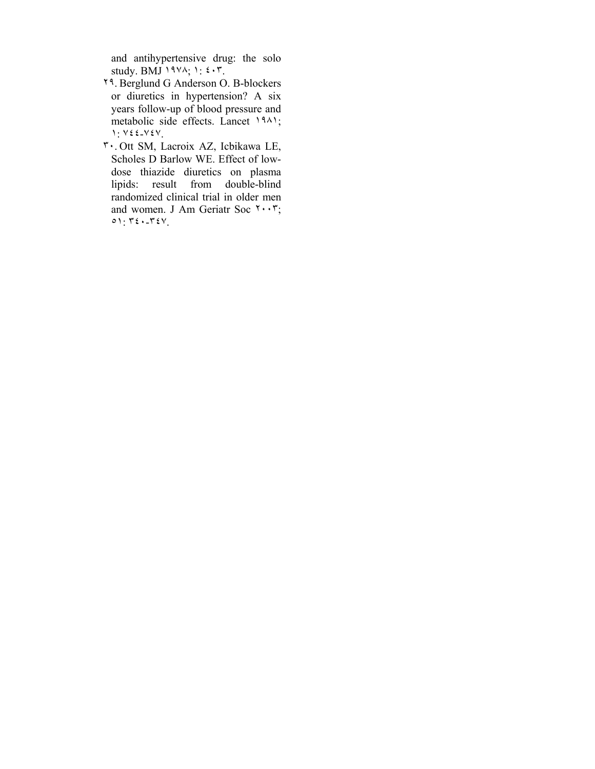and antihypertensive drug: the solo study. BMJ ١٩٧٨; ١: ٤٠٣.

٢٩. Berglund G Anderson O. B-blockers or diuretics in hypertension? A six years follow-up of blood pressure and metabolic side effects. Lancet ١٩٨١; ١: ٧٤٤-٧٤٧.

٣٠. Ott SM, Lacroix AZ, Icbikawa LE, Scholes D Barlow WE. Effect of low-dose thiazide diuretics on plasma lipids: result from double-blind randomized clinical trial in older men and women. J Am Geriatr Soc ٢٠٠٣; ٥١: ٣٤٠-٣٤٧.